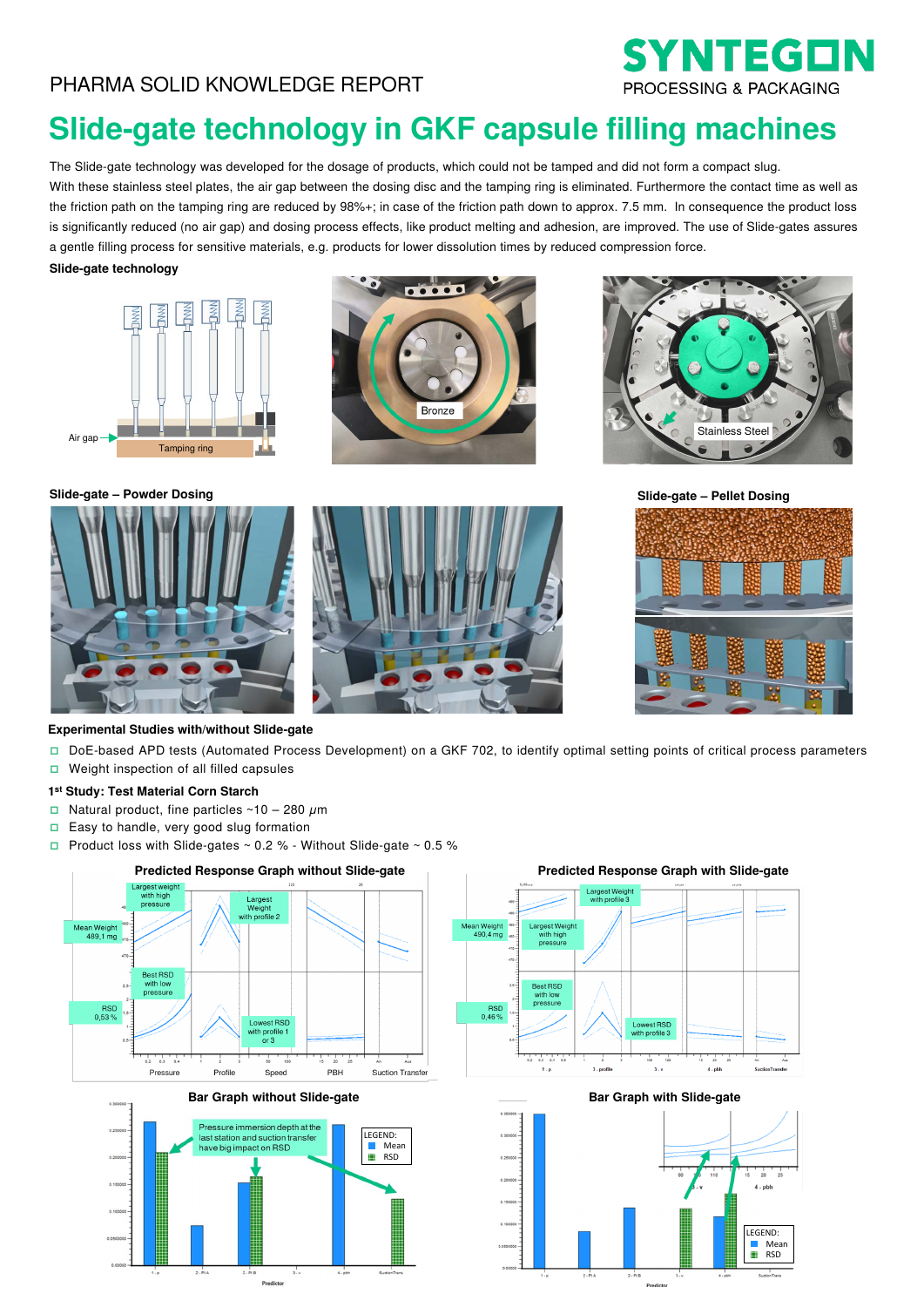PHARMA SOLID KNOWLEDGE REPORT

# Slide-gate technology in GKF capsule filling machines

The Slide-gate technology was developed for the dosage of products, which could not be tamped and did not form a compact slug. With these stainless steel plates, the air gap between the dosing disc and the tamping ring is eliminated. Furthermore the contact time as well as the friction path on the tamping ring are reduced by 98%+; in case of the friction path down to approx. 7.5 mm. In consequence the product loss is significantly reduced (no air gap) and dosing process effects, like product melting and adhesion, are improved. The use of Slide-gates assures a gentle filling process for sensitive materials, e.g. products for lower dissolution times by reduced compression force.

**Slide-gate technology**

Air gap
Tamping ring
Bronze
Stainless Steel

**Slide-gate – Powder Dosing**

**Slide-gate – Pellet Dosing**

**Experimental Studies with/without Slide-gate**

- DoE-based APD tests (Automated Process Development) on a GKF 702, to identify optimal setting points of critical process parameters
- Weight inspection of all filled capsules

**1st Study: Test Material Corn Starch**

- Natural product, fine particles ~10 – 280 $\mu m$
- Easy to handle, very good slug formation
- Product loss with Slide-gates ~ 0.2 % - Without Slide-gate ~ 0.5 %

**Predicted Response Graph without Slide-gate**

Largest weight with high pressure; Largest Weight with profile 2; Mean Weight 489,1 mg; Best RSD with low pressure; RSD 0,53 %; Lowest RSD with profile 1 or 3; Pressure; Profile; Speed; PBH; Suction Transfer

**Predicted Response Graph with Slide-gate**

Largest Weight with profile 3; Mean Weight 490,4 mg; Largest Weight with high pressure; Best RSD with low pressure; RSD 0,46 %; Lowest RSD with profile 3

**Bar Graph without Slide-gate**

Pressure immersion depth at the last station and suction transfer have big impact on RSD

LEGEND: Mean; RSD

**Bar Graph with Slide-gate**

LEGEND: Mean; RSD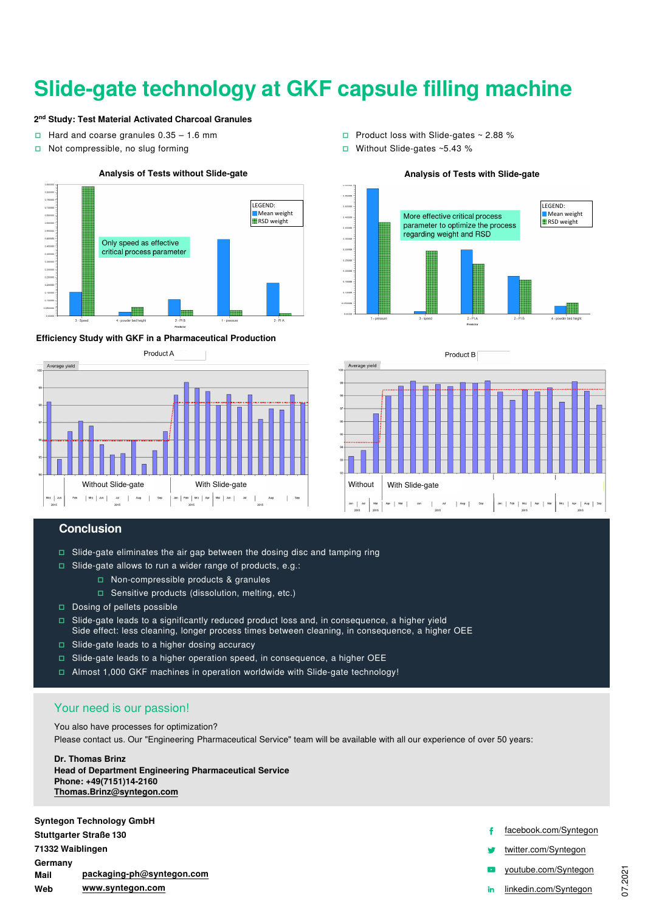# Slide-gate technology at GKF capsule filling machine

**2nd Study: Test Material Activated Charcoal Granules**

- Hard and coarse granules 0.35 – 1.6 mm
- Not compressible, no slug forming

- Product loss with Slide-gates ~ 2.88 %
- Without Slide-gates ~5.43 %

**Analysis of Tests without Slide-gate**

LEGEND:
Mean weight
RSD weight

Only speed as effective critical process parameter

3 - Speed
4 - powder bed height
2 - PI B
1 - pressure
2 - PI A

**Analysis of Tests with Slide-gate**

LEGEND:
Mean weight
RSD weight

More effective critical process parameter to optimize the process regarding weight and RSD

1 - pressure
3 - speed
2 - PI A
2 - PI B
4 - powder bed height

**Efficiency Study with GKF in a Pharmaceutical Production**

Product A

Average yield

Without Slide-gate
With Slide-gate

Product B

Average yield

Without
With Slide-gate

## Conclusion

- Slide-gate eliminates the air gap between the dosing disc and tamping ring
- Slide-gate allows to run a wider range of products, e.g.:
  - Non-compressible products & granules
  - Sensitive products (dissolution, melting, etc.)
- Dosing of pellets possible
- Slide-gate leads to a significantly reduced product loss and, in consequence, a higher yield
  Side effect: less cleaning, longer process times between cleaning, in consequence, a higher OEE
- Slide-gate leads to a higher dosing accuracy
- Slide-gate leads to a higher operation speed, in consequence, a higher OEE
- Almost 1,000 GKF machines in operation worldwide with Slide-gate technology!

## Your need is our passion!

You also have processes for optimization?
Please contact us. Our "Engineering Pharmaceutical Service" team will be available with all our experience of over 50 years:

**Dr. Thomas Brinz**
**Head of Department Engineering Pharmaceutical Service**
**Phone: +49(7151)14-2160**
**Thomas.Brinz@syntegon.com**

**Syntegon Technology GmbH**
**Stuttgarter Straße 130**
**71332 Waiblingen**
**Germany**
**Mail** packaging-ph@syntegon.com
**Web** www.syntegon.com

facebook.com/Syntegon
twitter.com/Syntegon
youtube.com/Syntegon
linkedin.com/Syntegon

07.2021